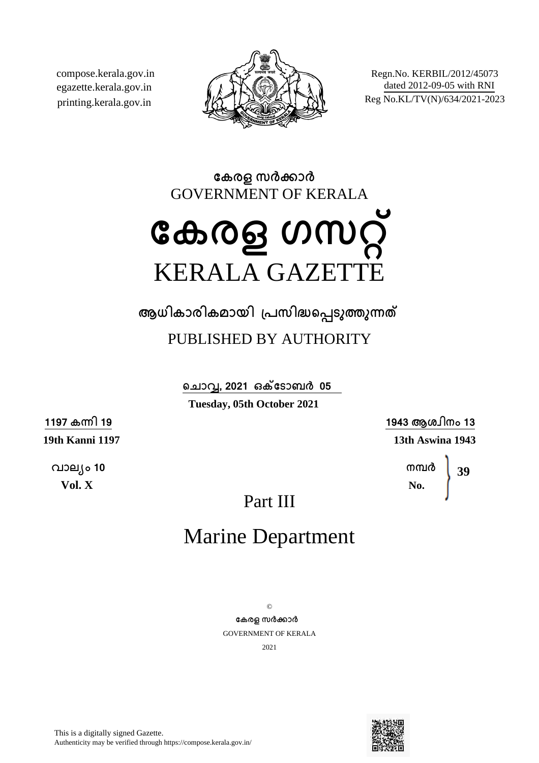compose.kerala.gov.in
egazette.kerala.gov.in
printing.kerala.gov.in

Regn.No. KERBIL/2012/45073
dated 2012-09-05 with RNI
Reg No.KL/TV(N)/634/2021-2023

**കേരള സർക്കാർ**
GOVERNMENT OF KERALA

# കേരള ഗസറ്റ്
# KERALA GAZETTE

**ആധികാരികമായി പ്രസിദ്ധപ്പെടുത്തുന്നത്**

PUBLISHED BY AUTHORITY

**ചൊവ്വ, 2021 ഒക്ടോബർ 05**
**Tuesday, 05th October 2021**

**1197 കന്നി 19**
**19th Kanni 1197**

**1943 ആശ്വിനം 13**
**13th Aswina 1943**

**വാല്യം 10**
**Vol. X**

**നമ്പർ / No. 39**

## Part III

## Marine Department

©
**കേരള സർക്കാർ**
GOVERNMENT OF KERALA
2021

This is a digitally signed Gazette.
Authenticity may be verified through https://compose.kerala.gov.in/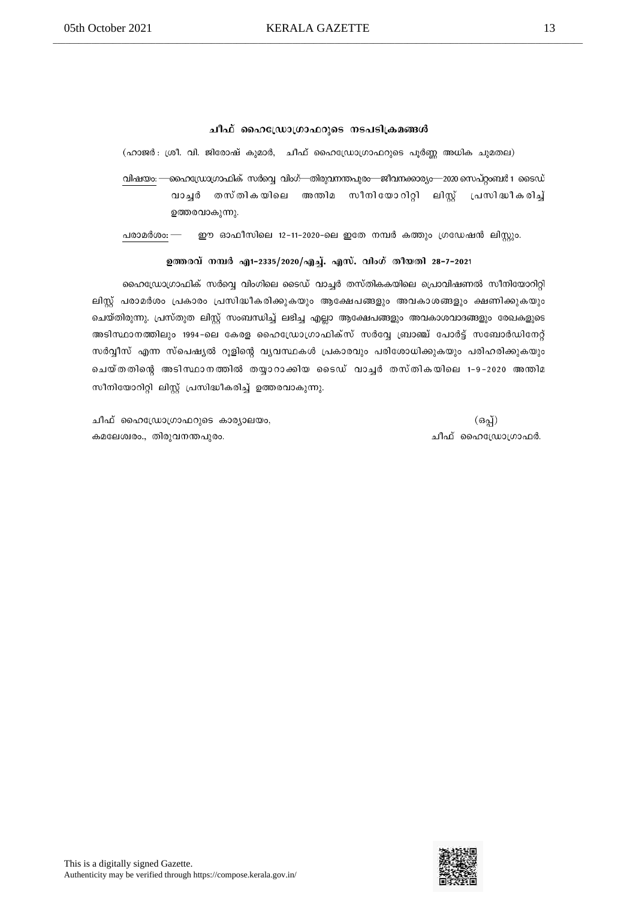## ചീഫ് ഹൈഡ്രോഗ്രാഫറുടെ നടപടിക്രമങ്ങൾ

(ഹാജർ : ശ്രീ. വി. ജിരോഷ് കുമാർ, ചീഫ് ഹൈഡ്രോഗ്രാഫറുടെ പൂർണ്ണ അധിക ചുമതല)

വിഷയം: —ഹൈഡ്രോഗ്രാഫിക് സർവ്വെ വിംഗ്—തിരുവനന്തപുരം—ജീവനക്കാര്യം—2020 സെപ്റ്റംബർ 1 ടൈഡ് വാച്ചർ തസ്തികയിലെ അന്തിമ സീനിയോറിറ്റി ലിസ്റ്റ് പ്രസിദ്ധീകരിച്ച് ഉത്തരവാകുന്നു.

പരാമർശം: — ഈ ഓഫീസിലെ 12-11-2020-ലെ ഇതേ നമ്പർ കത്തും ഗ്രഡേഷൻ ലിസ്റ്റും.

**ഉത്തരവ് നമ്പർ എ1-2335/2020/എച്ച്. എസ്. വിംഗ് തീയതി 28-7-2021**

ഹൈഡ്രോഗ്രാഫിക് സർവ്വെ വിംഗിലെ ടൈഡ് വാച്ചർ തസ്തികകയിലെ പ്രൊവിഷണൽ സീനിയോറിറ്റി ലിസ്റ്റ് പരാമർശം പ്രകാരം പ്രസിദ്ധീകരിക്കുകയും ആക്ഷേപങ്ങളും അവകാശങ്ങളും ക്ഷണിക്കുകയും ചെയ്തിരുന്നു. പ്രസ്തുത ലിസ്റ്റ് സംബന്ധിച്ച് ലഭിച്ച എല്ലാ ആക്ഷേപങ്ങളും അവകാശവാദങ്ങളും രേഖകളുടെ അടിസ്ഥാനത്തിലും 1994-ലെ കേരള ഹൈഡ്രോഗ്രാഫിക്സ് സർവ്വേ ബ്രാഞ്ച് പോർട്ട് സബോർഡിനേറ്റ് സർവ്വീസ് എന്ന സ്പെഷ്യൽ റൂളിന്റെ വ്യവസ്ഥകൾ പ്രകാരവും പരിശോധിക്കുകയും പരിഹരിക്കുകയും ചെയ്തതിന്റെ അടിസ്ഥാനത്തിൽ തയ്യാറാക്കിയ ടൈഡ് വാച്ചർ തസ്തികയിലെ 1-9-2020 അന്തിമ സീനിയോറിറ്റി ലിസ്റ്റ് പ്രസിദ്ധീകരിച്ച് ഉത്തരവാകുന്നു.

ചീഫ് ഹൈഡ്രോഗ്രാഫറുടെ കാര്യാലയം,
കമലേശ്വരം., തിരുവനന്തപുരം.

(ഒപ്പ്)
ചീഫ് ഹൈഡ്രോഗ്രാഫർ.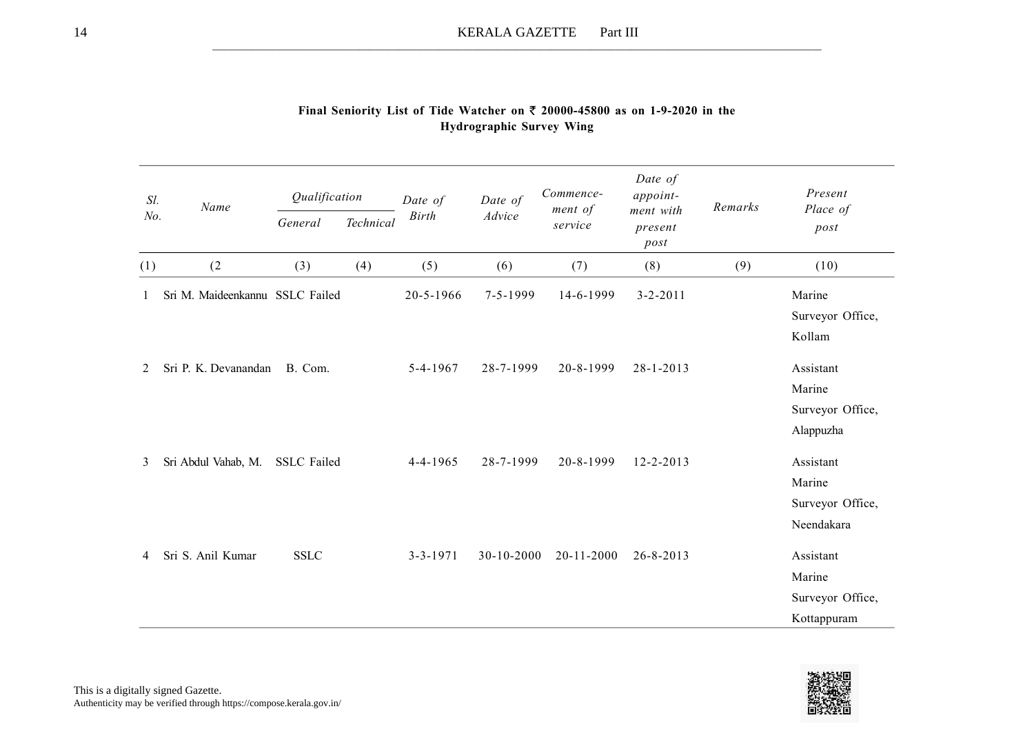**Final Seniority List of Tide Watcher on ₹ 20000-45800 as on 1-9-2020 in the Hydrographic Survey Wing**

| *Sl. No.* | *Name* | *Qualification* | | *Date of Birth* | *Date of Advice* | *Commence-ment of service* | *Date of appoint-ment with present post* | *Remarks* | *Present Place of post* |
|---|---|---|---|---|---|---|---|---|---|
| | | *General* | *Technical* | | | | | | |
| (1) | (2 | (3) | (4) | (5) | (6) | (7) | (8) | (9) | (10) |
| 1 | Sri M. Maideenkannu | SSLC Failed | | 20-5-1966 | 7-5-1999 | 14-6-1999 | 3-2-2011 | | Marine Surveyor Office, Kollam |
| 2 | Sri P. K. Devanandan | B. Com. | | 5-4-1967 | 28-7-1999 | 20-8-1999 | 28-1-2013 | | Assistant Marine Surveyor Office, Alappuzha |
| 3 | Sri Abdul Vahab, M. | SSLC Failed | | 4-4-1965 | 28-7-1999 | 20-8-1999 | 12-2-2013 | | Assistant Marine Surveyor Office, Neendakara |
| 4 | Sri S. Anil Kumar | SSLC | | 3-3-1971 | 30-10-2000 | 20-11-2000 | 26-8-2013 | | Assistant Marine Surveyor Office, Kottappuram |

This is a digitally signed Gazette.
Authenticity may be verified through https://compose.kerala.gov.in/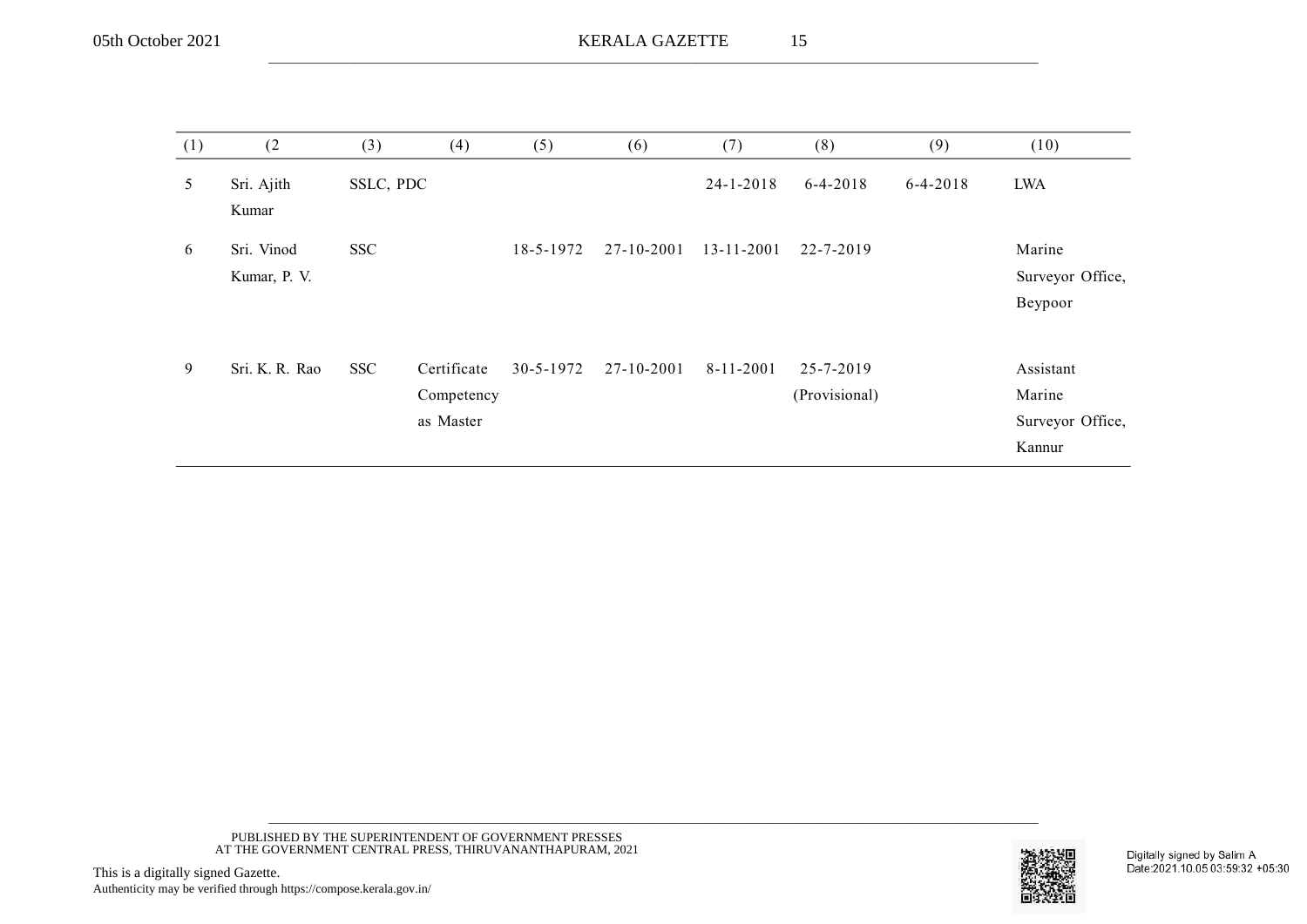| (1) | (2 | (3) | (4) | (5) | (6) | (7) | (8) | (9) | (10) |
|---|---|---|---|---|---|---|---|---|---|
| 5 | Sri. Ajith Kumar | SSLC, PDC | | | | 24-1-2018 | 6-4-2018 | 6-4-2018 | LWA |
| 6 | Sri. Vinod Kumar, P. V. | SSC | | 18-5-1972 | 27-10-2001 | 13-11-2001 | 22-7-2019 | | Marine Surveyor Office, Beypoor |
| 9 | Sri. K. R. Rao | SSC | Certificate Competency as Master | 30-5-1972 | 27-10-2001 | 8-11-2001 | 25-7-2019 (Provisional) | | Assistant Marine Surveyor Office, Kannur |

PUBLISHED BY THE SUPERINTENDENT OF GOVERNMENT PRESSES
AT THE GOVERNMENT CENTRAL PRESS, THIRUVANANTHAPURAM, 2021

This is a digitally signed Gazette.
Authenticity may be verified through https://compose.kerala.gov.in/

Digitally signed by Salim A
Date:2021.10.05 03:59:32 +05:30